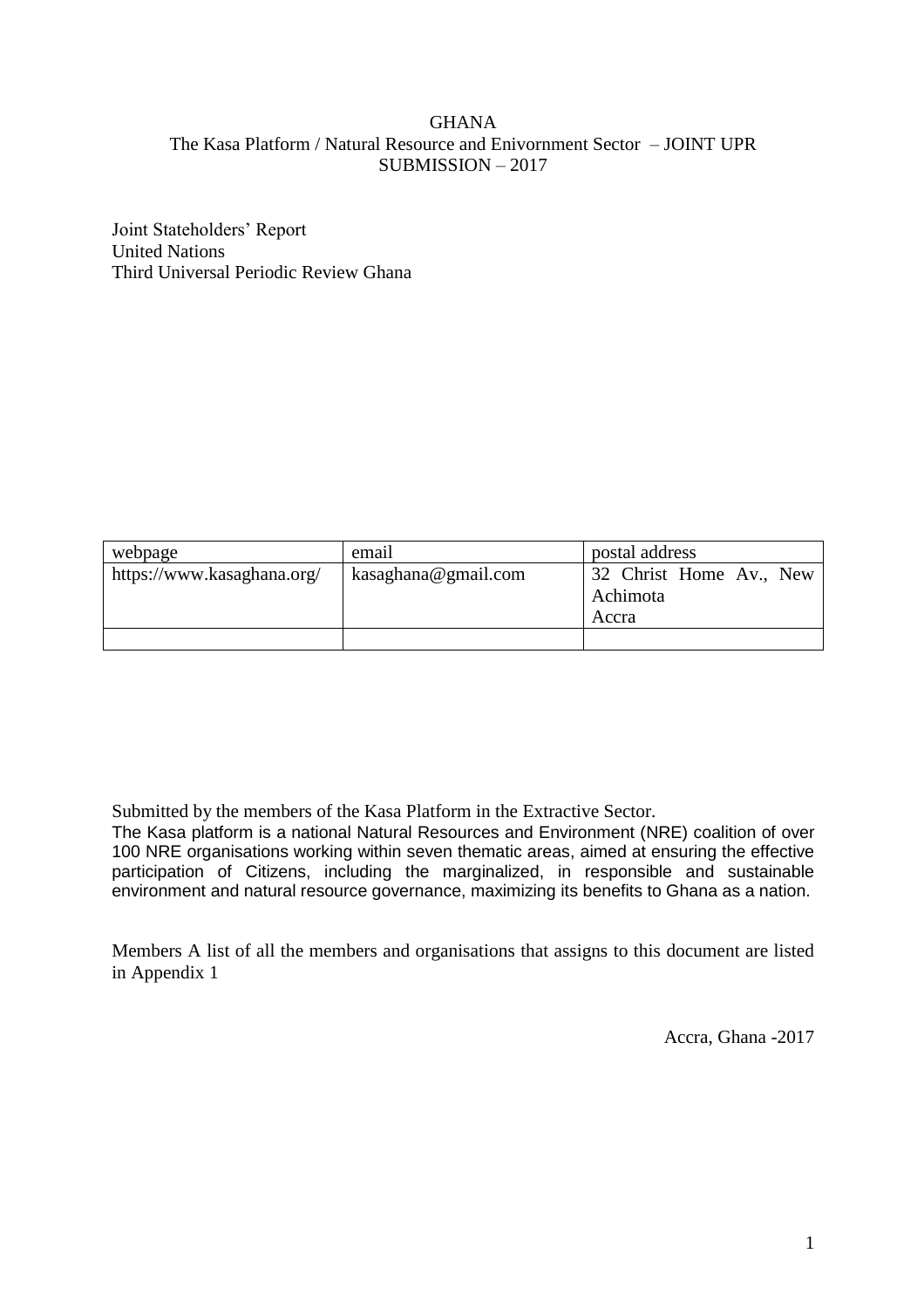# GHANA
## The Kasa Platform / Natural Resource and Enivornment Sector – JOINT UPR SUBMISSION – 2017

Joint Stateholders' Report
United Nations
Third Universal Periodic Review Ghana

| webpage | email | postal address |
| --- | --- | --- |
| https://www.kasaghana.org/ | kasaghana@gmail.com | 32 Christ Home Av., New Achimota Accra |
| | | |

Submitted by the members of the Kasa Platform in the Extractive Sector.
The Kasa platform is a national Natural Resources and Environment (NRE) coalition of over 100 NRE organisations working within seven thematic areas, aimed at ensuring the effective participation of Citizens, including the marginalized, in responsible and sustainable environment and natural resource governance, maximizing its benefits to Ghana as a nation.

Members A list of all the members and organisations that assigns to this document are listed in Appendix 1

Accra, Ghana -2017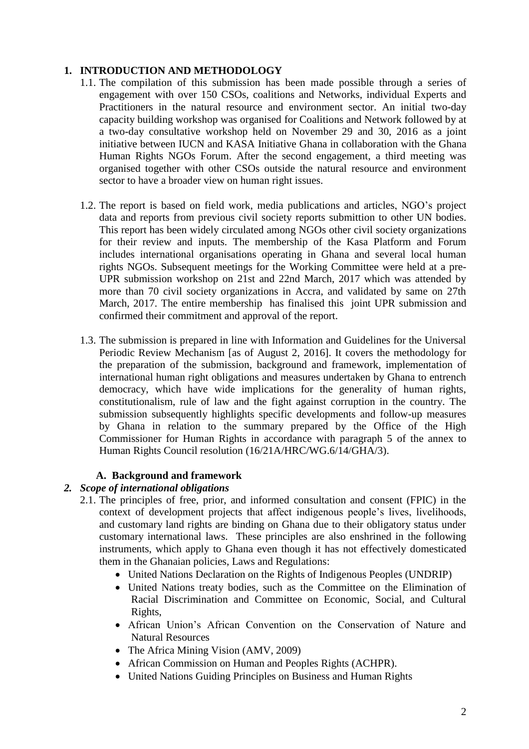## 1. INTRODUCTION AND METHODOLOGY

1.1. The compilation of this submission has been made possible through a series of engagement with over 150 CSOs, coalitions and Networks, individual Experts and Practitioners in the natural resource and environment sector. An initial two-day capacity building workshop was organised for Coalitions and Network followed by at a two-day consultative workshop held on November 29 and 30, 2016 as a joint initiative between IUCN and KASA Initiative Ghana in collaboration with the Ghana Human Rights NGOs Forum. After the second engagement, a third meeting was organised together with other CSOs outside the natural resource and environment sector to have a broader view on human right issues.

1.2. The report is based on field work, media publications and articles, NGO's project data and reports from previous civil society reports submittion to other UN bodies. This report has been widely circulated among NGOs other civil society organizations for their review and inputs. The membership of the Kasa Platform and Forum includes international organisations operating in Ghana and several local human rights NGOs. Subsequent meetings for the Working Committee were held at a pre-UPR submission workshop on 21st and 22nd March, 2017 which was attended by more than 70 civil society organizations in Accra, and validated by same on 27th March, 2017. The entire membership has finalised this joint UPR submission and confirmed their commitment and approval of the report.

1.3. The submission is prepared in line with Information and Guidelines for the Universal Periodic Review Mechanism [as of August 2, 2016]. It covers the methodology for the preparation of the submission, background and framework, implementation of international human right obligations and measures undertaken by Ghana to entrench democracy, which have wide implications for the generality of human rights, constitutionalism, rule of law and the fight against corruption in the country. The submission subsequently highlights specific developments and follow-up measures by Ghana in relation to the summary prepared by the Office of the High Commissioner for Human Rights in accordance with paragraph 5 of the annex to Human Rights Council resolution (16/21A/HRC/WG.6/14/GHA/3).

### A. Background and framework

### *2. Scope of international obligations*

2.1. The principles of free, prior, and informed consultation and consent (FPIC) in the context of development projects that affect indigenous people's lives, livelihoods, and customary land rights are binding on Ghana due to their obligatory status under customary international laws. These principles are also enshrined in the following instruments, which apply to Ghana even though it has not effectively domesticated them in the Ghanaian policies, Laws and Regulations:

- United Nations Declaration on the Rights of Indigenous Peoples (UNDRIP)
- United Nations treaty bodies, such as the Committee on the Elimination of Racial Discrimination and Committee on Economic, Social, and Cultural Rights,
- African Union's African Convention on the Conservation of Nature and Natural Resources
- The Africa Mining Vision (AMV, 2009)
- African Commission on Human and Peoples Rights (ACHPR).
- United Nations Guiding Principles on Business and Human Rights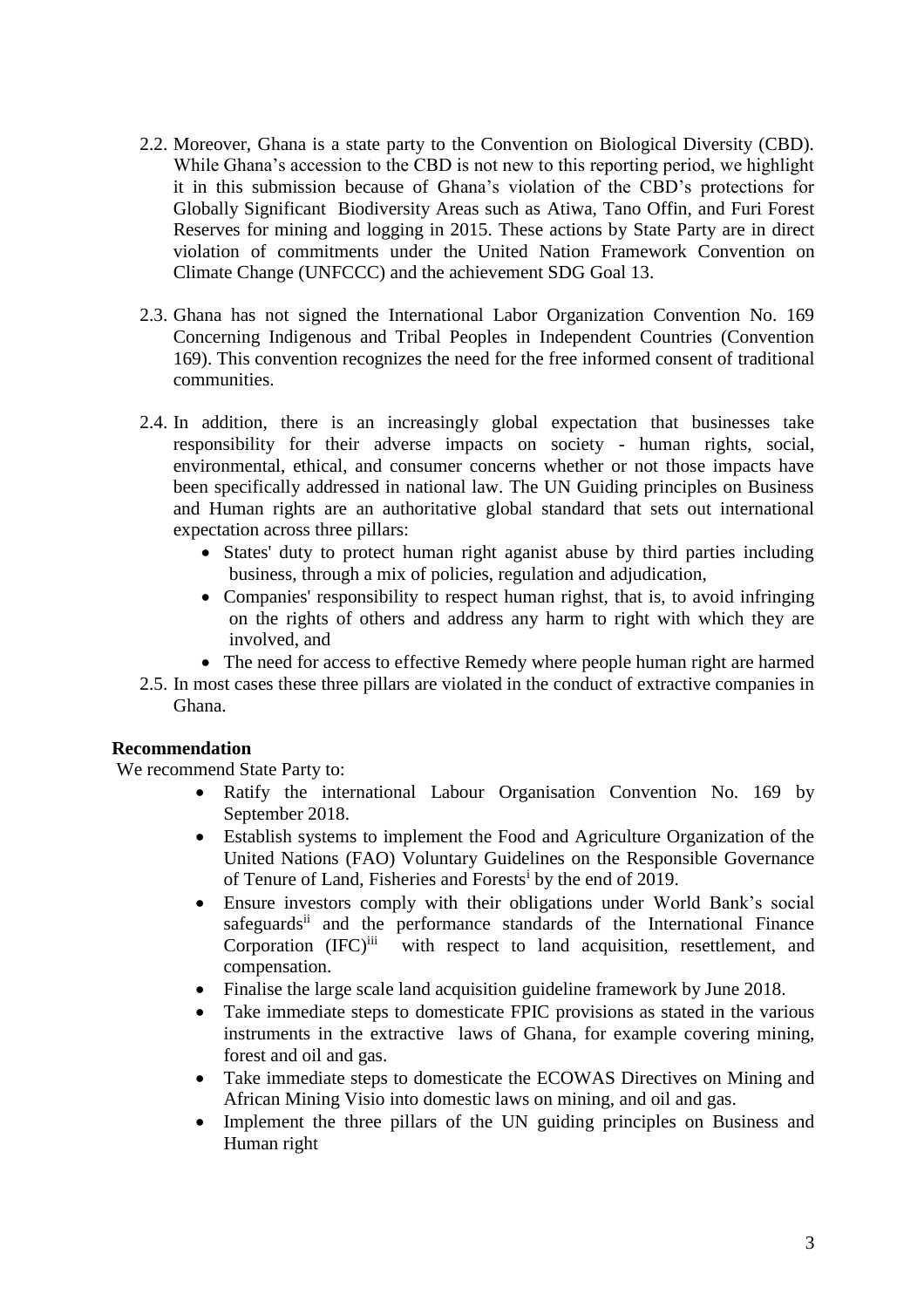2.2. Moreover, Ghana is a state party to the Convention on Biological Diversity (CBD). While Ghana's accession to the CBD is not new to this reporting period, we highlight it in this submission because of Ghana's violation of the CBD's protections for Globally Significant Biodiversity Areas such as Atiwa, Tano Offin, and Furi Forest Reserves for mining and logging in 2015. These actions by State Party are in direct violation of commitments under the United Nation Framework Convention on Climate Change (UNFCCC) and the achievement SDG Goal 13.

2.3. Ghana has not signed the International Labor Organization Convention No. 169 Concerning Indigenous and Tribal Peoples in Independent Countries (Convention 169). This convention recognizes the need for the free informed consent of traditional communities.

2.4. In addition, there is an increasingly global expectation that businesses take responsibility for their adverse impacts on society - human rights, social, environmental, ethical, and consumer concerns whether or not those impacts have been specifically addressed in national law. The UN Guiding principles on Business and Human rights are an authoritative global standard that sets out international expectation across three pillars:

- States' duty to protect human right aganist abuse by third parties including business, through a mix of policies, regulation and adjudication,
- Companies' responsibility to respect human righst, that is, to avoid infringing on the rights of others and address any harm to right with which they are involved, and
- The need for access to effective Remedy where people human right are harmed

2.5. In most cases these three pillars are violated in the conduct of extractive companies in Ghana.

**Recommendation**

We recommend State Party to:

- Ratify the international Labour Organisation Convention No. 169 by September 2018.
- Establish systems to implement the Food and Agriculture Organization of the United Nations (FAO) Voluntary Guidelines on the Responsible Governance of Tenure of Land, Fisheries and Forests[i] by the end of 2019.
- Ensure investors comply with their obligations under World Bank's social safeguards[ii] and the performance standards of the International Finance Corporation (IFC)[iii] with respect to land acquisition, resettlement, and compensation.
- Finalise the large scale land acquisition guideline framework by June 2018.
- Take immediate steps to domesticate FPIC provisions as stated in the various instruments in the extractive laws of Ghana, for example covering mining, forest and oil and gas.
- Take immediate steps to domesticate the ECOWAS Directives on Mining and African Mining Visio into domestic laws on mining, and oil and gas.
- Implement the three pillars of the UN guiding principles on Business and Human right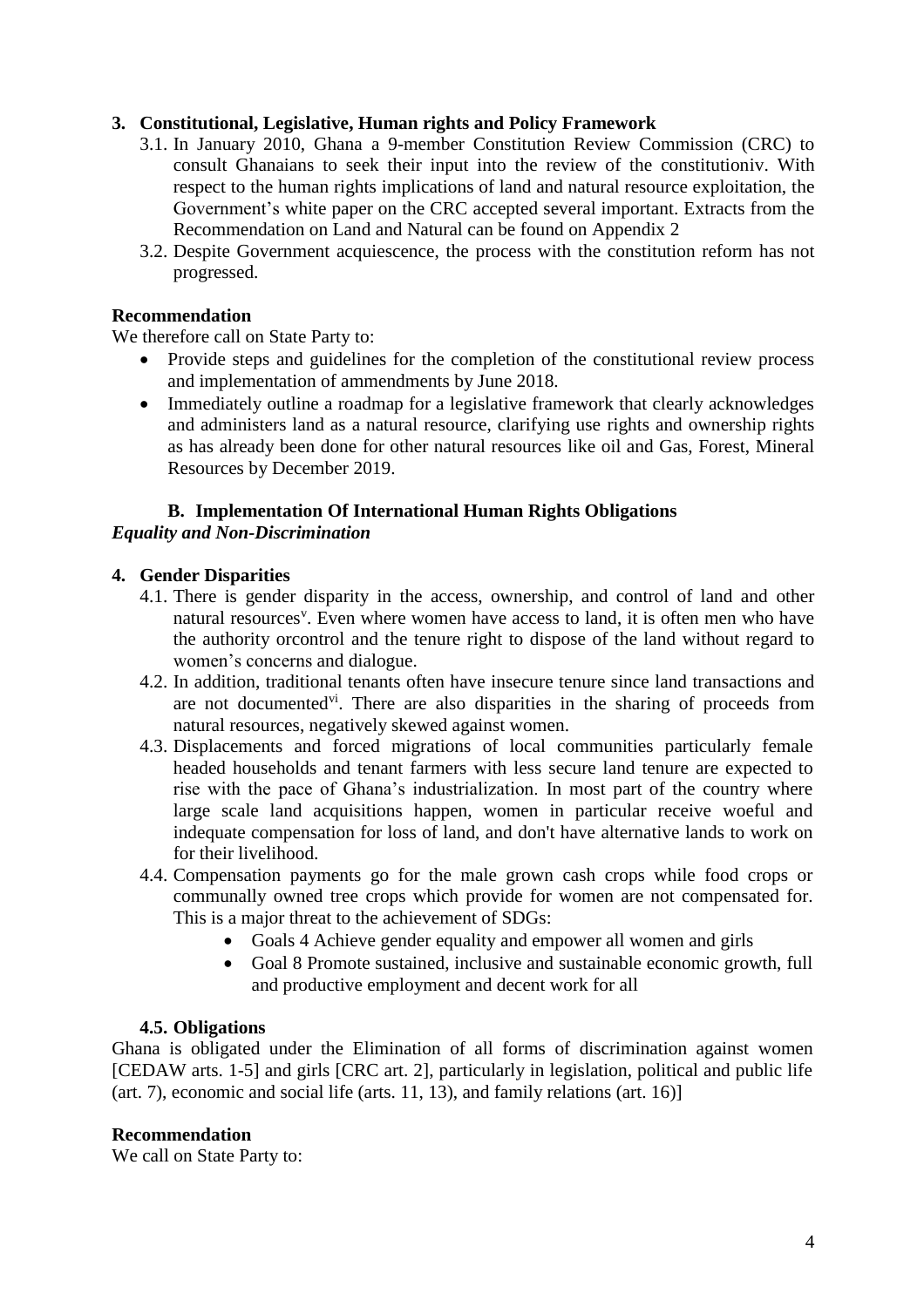## 3. Constitutional, Legislative, Human rights and Policy Framework

3.1. In January 2010, Ghana a 9-member Constitution Review Commission (CRC) to consult Ghanaians to seek their input into the review of the constitutioniv. With respect to the human rights implications of land and natural resource exploitation, the Government's white paper on the CRC accepted several important. Extracts from the Recommendation on Land and Natural can be found on Appendix 2

3.2. Despite Government acquiescence, the process with the constitution reform has not progressed.

**Recommendation**

We therefore call on State Party to:

- Provide steps and guidelines for the completion of the constitutional review process and implementation of ammendments by June 2018.
- Immediately outline a roadmap for a legislative framework that clearly acknowledges and administers land as a natural resource, clarifying use rights and ownership rights as has already been done for other natural resources like oil and Gas, Forest, Mineral Resources by December 2019.

### B. Implementation Of International Human Rights Obligations

***Equality and Non-Discrimination***

## 4. Gender Disparities

4.1. There is gender disparity in the access, ownership, and control of land and other natural resources[v]. Even where women have access to land, it is often men who have the authority orcontrol and the tenure right to dispose of the land without regard to women's concerns and dialogue.

4.2. In addition, traditional tenants often have insecure tenure since land transactions and are not documented[vi]. There are also disparities in the sharing of proceeds from natural resources, negatively skewed against women.

4.3. Displacements and forced migrations of local communities particularly female headed households and tenant farmers with less secure land tenure are expected to rise with the pace of Ghana's industrialization. In most part of the country where large scale land acquisitions happen, women in particular receive woeful and inadequate compensation for loss of land, and don't have alternative lands to work on for their livelihood.

4.4. Compensation payments go for the male grown cash crops while food crops or communally owned tree crops which provide for women are not compensated for. This is a major threat to the achievement of SDGs:

- Goals 4 Achieve gender equality and empower all women and girls
- Goal 8 Promote sustained, inclusive and sustainable economic growth, full and productive employment and decent work for all

### 4.5. Obligations

Ghana is obligated under the Elimination of all forms of discrimination against women [CEDAW arts. 1-5] and girls [CRC art. 2], particularly in legislation, political and public life (art. 7), economic and social life (arts. 11, 13), and family relations (art. 16)]

**Recommendation**

We call on State Party to: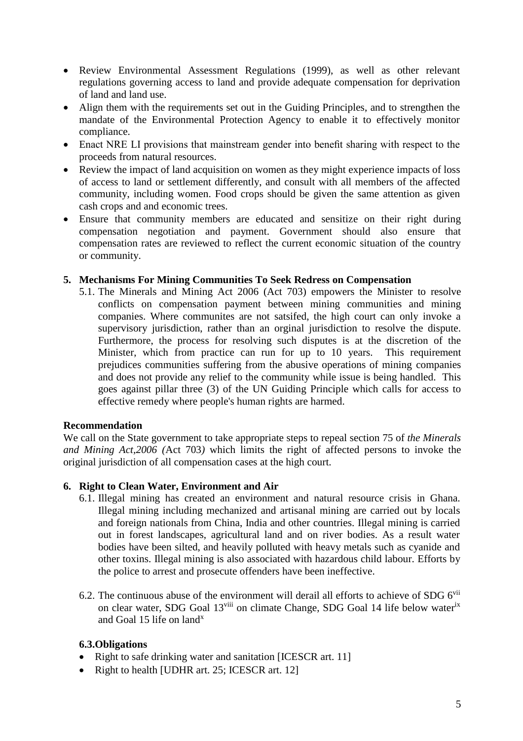- Review Environmental Assessment Regulations (1999), as well as other relevant regulations governing access to land and provide adequate compensation for deprivation of land and land use.
- Align them with the requirements set out in the Guiding Principles, and to strengthen the mandate of the Environmental Protection Agency to enable it to effectively monitor compliance.
- Enact NRE LI provisions that mainstream gender into benefit sharing with respect to the proceeds from natural resources.
- Review the impact of land acquisition on women as they might experience impacts of loss of access to land or settlement differently, and consult with all members of the affected community, including women. Food crops should be given the same attention as given cash crops and and economic trees.
- Ensure that community members are educated and sensitize on their right during compensation negotiation and payment. Government should also ensure that compensation rates are reviewed to reflect the current economic situation of the country or community.

**5. Mechanisms For Mining Communities To Seek Redress on Compensation**

5.1. The Minerals and Mining Act 2006 (Act 703) empowers the Minister to resolve conflicts on compensation payment between mining communities and mining companies. Where communites are not satsifed, the high court can only invoke a supervisory jurisdiction, rather than an orginal jurisdiction to resolve the dispute. Furthermore, the process for resolving such disputes is at the discretion of the Minister, which from practice can run for up to 10 years. This requirement prejudices communities suffering from the abusive operations of mining companies and does not provide any relief to the community while issue is being handled. This goes against pillar three (3) of the UN Guiding Principle which calls for access to effective remedy where people's human rights are harmed.

**Recommendation**

We call on the State government to take appropriate steps to repeal section 75 of *the Minerals and Mining Act,2006 (*Act 703*)* which limits the right of affected persons to invoke the original jurisdiction of all compensation cases at the high court.

**6. Right to Clean Water, Environment and Air**

6.1. Illegal mining has created an environment and natural resource crisis in Ghana. Illegal mining including mechanized and artisanal mining are carried out by locals and foreign nationals from China, India and other countries. Illegal mining is carried out in forest landscapes, agricultural land and on river bodies. As a result water bodies have been silted, and heavily polluted with heavy metals such as cyanide and other toxins. Illegal mining is also associated with hazardous child labour. Efforts by the police to arrest and prosecute offenders have been ineffective.

6.2. The continuous abuse of the environment will derail all efforts to achieve of SDG 6[vii] on clear water, SDG Goal 13[viii] on climate Change, SDG Goal 14 life below water[ix] and Goal 15 life on land[x]

**6.3.Obligations**

- Right to safe drinking water and sanitation [ICESCR art. 11]
- Right to health [UDHR art. 25; ICESCR art. 12]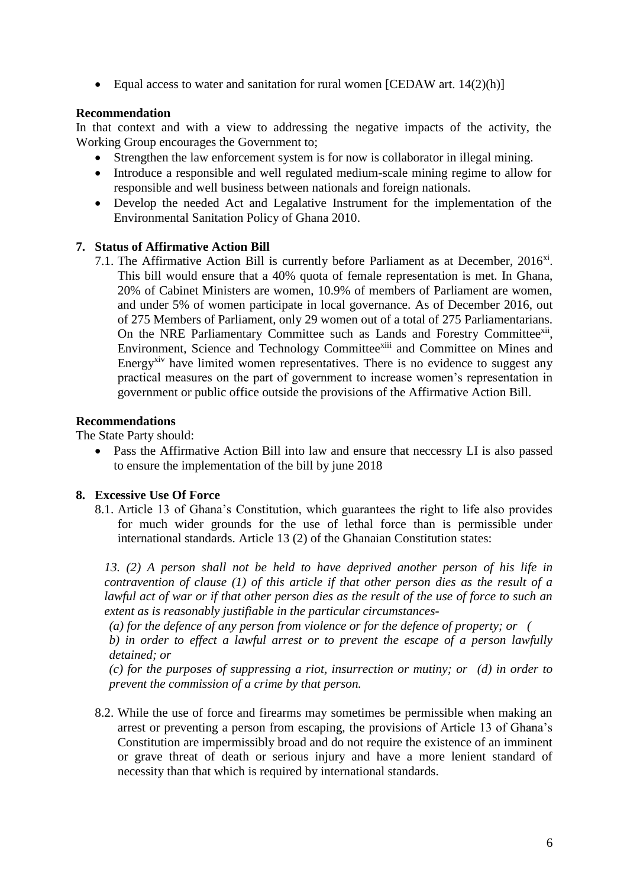- Equal access to water and sanitation for rural women [CEDAW art. 14(2)(h)]

**Recommendation**

In that context and with a view to addressing the negative impacts of the activity, the Working Group encourages the Government to;

- Strengthen the law enforcement system is for now is collaborator in illegal mining.
- Introduce a responsible and well regulated medium-scale mining regime to allow for responsible and well business between nationals and foreign nationals.
- Develop the needed Act and Legalative Instrument for the implementation of the Environmental Sanitation Policy of Ghana 2010.

## 7. Status of Affirmative Action Bill

7.1. The Affirmative Action Bill is currently before Parliament as at December, 2016[xi]. This bill would ensure that a 40% quota of female representation is met. In Ghana, 20% of Cabinet Ministers are women, 10.9% of members of Parliament are women, and under 5% of women participate in local governance. As of December 2016, out of 275 Members of Parliament, only 29 women out of a total of 275 Parliamentarians. On the NRE Parliamentary Committee such as Lands and Forestry Committee[xii], Environment, Science and Technology Committee[xiii] and Committee on Mines and Energy[xiv] have limited women representatives. There is no evidence to suggest any practical measures on the part of government to increase women's representation in government or public office outside the provisions of the Affirmative Action Bill.

**Recommendations**

The State Party should:

- Pass the Affirmative Action Bill into law and ensure that neccessry LI is also passed to ensure the implementation of the bill by june 2018

## 8. Excessive Use Of Force

8.1. Article 13 of Ghana's Constitution, which guarantees the right to life also provides for much wider grounds for the use of lethal force than is permissible under international standards. Article 13 (2) of the Ghanaian Constitution states:

*13. (2) A person shall not be held to have deprived another person of his life in contravention of clause (1) of this article if that other person dies as the result of a lawful act of war or if that other person dies as the result of the use of force to such an extent as is reasonably justifiable in the particular circumstances-*

*(a) for the defence of any person from violence or for the defence of property; or (*

*b) in order to effect a lawful arrest or to prevent the escape of a person lawfully detained; or*

*(c) for the purposes of suppressing a riot, insurrection or mutiny; or (d) in order to prevent the commission of a crime by that person.*

8.2. While the use of force and firearms may sometimes be permissible when making an arrest or preventing a person from escaping, the provisions of Article 13 of Ghana's Constitution are impermissibly broad and do not require the existence of an imminent or grave threat of death or serious injury and have a more lenient standard of necessity than that which is required by international standards.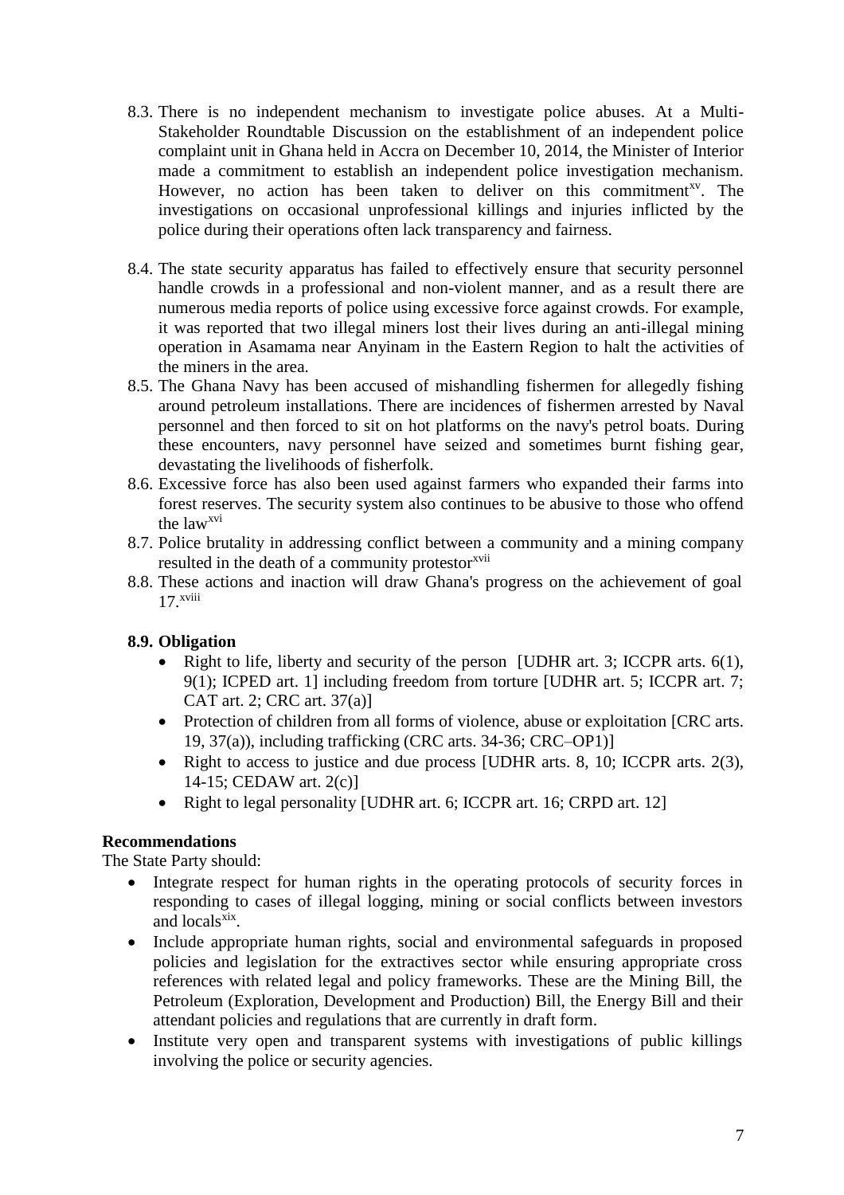8.3. There is no independent mechanism to investigate police abuses. At a Multi-Stakeholder Roundtable Discussion on the establishment of an independent police complaint unit in Ghana held in Accra on December 10, 2014, the Minister of Interior made a commitment to establish an independent police investigation mechanism. However, no action has been taken to deliver on this commitment[xv]. The investigations on occasional unprofessional killings and injuries inflicted by the police during their operations often lack transparency and fairness.

8.4. The state security apparatus has failed to effectively ensure that security personnel handle crowds in a professional and non-violent manner, and as a result there are numerous media reports of police using excessive force against crowds. For example, it was reported that two illegal miners lost their lives during an anti-illegal mining operation in Asamama near Anyinam in the Eastern Region to halt the activities of the miners in the area.

8.5. The Ghana Navy has been accused of mishandling fishermen for allegedly fishing around petroleum installations. There are incidences of fishermen arrested by Naval personnel and then forced to sit on hot platforms on the navy's petrol boats. During these encounters, navy personnel have seized and sometimes burnt fishing gear, devastating the livelihoods of fisherfolk.

8.6. Excessive force has also been used against farmers who expanded their farms into forest reserves. The security system also continues to be abusive to those who offend the law[xvi]

8.7. Police brutality in addressing conflict between a community and a mining company resulted in the death of a community protestor[xvii]

8.8. These actions and inaction will draw Ghana's progress on the achievement of goal 17.[xviii]

**8.9. Obligation**

- Right to life, liberty and security of the person [UDHR art. 3; ICCPR arts. 6(1), 9(1); ICPED art. 1] including freedom from torture [UDHR art. 5; ICCPR art. 7; CAT art. 2; CRC art. 37(a)]
- Protection of children from all forms of violence, abuse or exploitation [CRC arts. 19, 37(a)), including trafficking (CRC arts. 34-36; CRC–OP1)]
- Right to access to justice and due process [UDHR arts. 8, 10; ICCPR arts. 2(3), 14-15; CEDAW art. 2(c)]
- Right to legal personality [UDHR art. 6; ICCPR art. 16; CRPD art. 12]

**Recommendations**

The State Party should:

- Integrate respect for human rights in the operating protocols of security forces in responding to cases of illegal logging, mining or social conflicts between investors and locals[xix].
- Include appropriate human rights, social and environmental safeguards in proposed policies and legislation for the extractives sector while ensuring appropriate cross references with related legal and policy frameworks. These are the Mining Bill, the Petroleum (Exploration, Development and Production) Bill, the Energy Bill and their attendant policies and regulations that are currently in draft form.
- Institute very open and transparent systems with investigations of public killings involving the police or security agencies.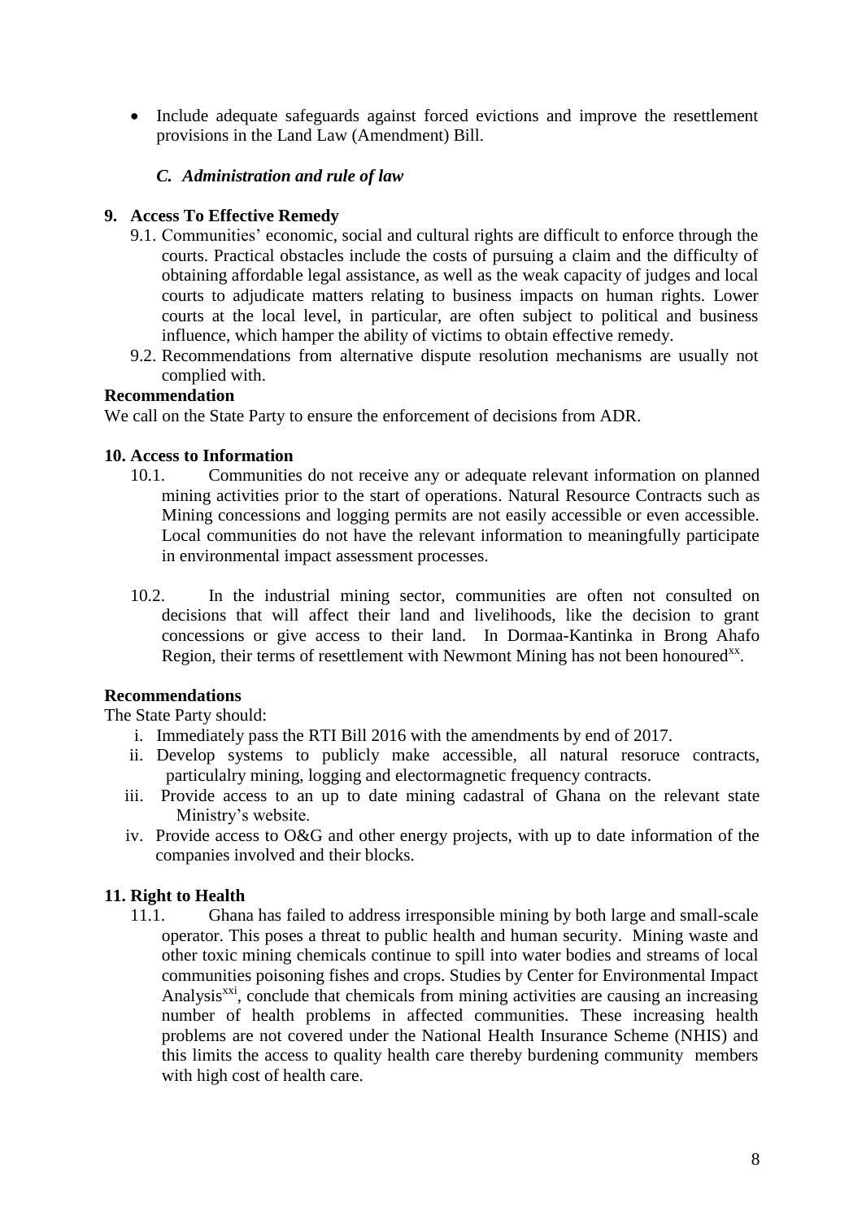- Include adequate safeguards against forced evictions and improve the resettlement provisions in the Land Law (Amendment) Bill.

### *C. Administration and rule of law*

**9. Access To Effective Remedy**

9.1. Communities' economic, social and cultural rights are difficult to enforce through the courts. Practical obstacles include the costs of pursuing a claim and the difficulty of obtaining affordable legal assistance, as well as the weak capacity of judges and local courts to adjudicate matters relating to business impacts on human rights. Lower courts at the local level, in particular, are often subject to political and business influence, which hamper the ability of victims to obtain effective remedy.

9.2. Recommendations from alternative dispute resolution mechanisms are usually not complied with.

**Recommendation**

We call on the State Party to ensure the enforcement of decisions from ADR.

**10. Access to Information**

10.1. Communities do not receive any or adequate relevant information on planned mining activities prior to the start of operations. Natural Resource Contracts such as Mining concessions and logging permits are not easily accessible or even accessible. Local communities do not have the relevant information to meaningfully participate in environmental impact assessment processes.

10.2. In the industrial mining sector, communities are often not consulted on decisions that will affect their land and livelihoods, like the decision to grant concessions or give access to their land. In Dormaa-Kantinka in Brong Ahafo Region, their terms of resettlement with Newmont Mining has not been honoured[xx].

**Recommendations**

The State Party should:

i. Immediately pass the RTI Bill 2016 with the amendments by end of 2017.
ii. Develop systems to publicly make accessible, all natural resoruce contracts, particulalry mining, logging and electormagnetic frequency contracts.
iii. Provide access to an up to date mining cadastral of Ghana on the relevant state Ministry's website.
iv. Provide access to O&G and other energy projects, with up to date information of the companies involved and their blocks.

**11. Right to Health**

11.1. Ghana has failed to address irresponsible mining by both large and small-scale operator. This poses a threat to public health and human security. Mining waste and other toxic mining chemicals continue to spill into water bodies and streams of local communities poisoning fishes and crops. Studies by Center for Environmental Impact Analysis[xxi], conclude that chemicals from mining activities are causing an increasing number of health problems in affected communities. These increasing health problems are not covered under the National Health Insurance Scheme (NHIS) and this limits the access to quality health care thereby burdening community members with high cost of health care.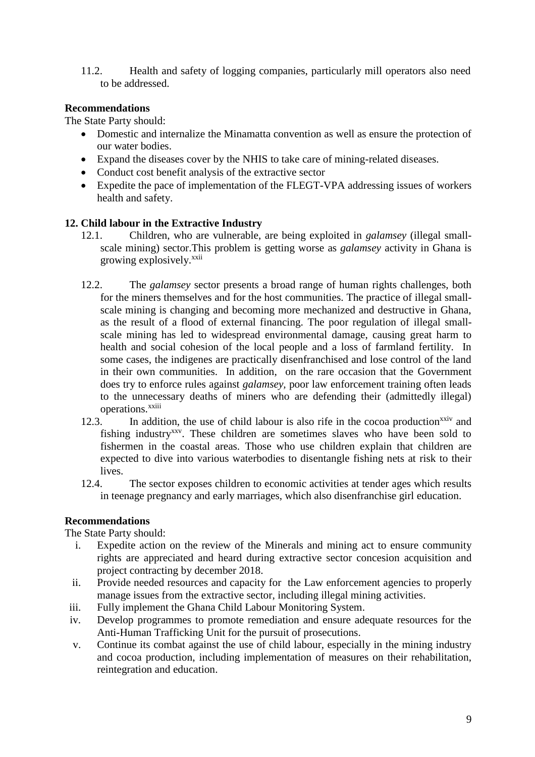11.2. Health and safety of logging companies, particularly mill operators also need to be addressed.

**Recommendations**

The State Party should:

- Domestic and internalize the Minamatta convention as well as ensure the protection of our water bodies.
- Expand the diseases cover by the NHIS to take care of mining-related diseases.
- Conduct cost benefit analysis of the extractive sector
- Expedite the pace of implementation of the FLEGT-VPA addressing issues of workers health and safety.

**12. Child labour in the Extractive Industry**

12.1. Children, who are vulnerable, are being exploited in *galamsey* (illegal small-scale mining) sector.This problem is getting worse as *galamsey* activity in Ghana is growing explosively.[xxii]

12.2. The *galamsey* sector presents a broad range of human rights challenges, both for the miners themselves and for the host communities. The practice of illegal small-scale mining is changing and becoming more mechanized and destructive in Ghana, as the result of a flood of external financing. The poor regulation of illegal small-scale mining has led to widespread environmental damage, causing great harm to health and social cohesion of the local people and a loss of farmland fertility. In some cases, the indigenes are practically disenfranchised and lose control of the land in their own communities. In addition, on the rare occasion that the Government does try to enforce rules against *galamsey*, poor law enforcement training often leads to the unnecessary deaths of miners who are defending their (admittedly illegal) operations.[xxiii]

12.3. In addition, the use of child labour is also rife in the cocoa production[xxiv] and fishing industry[xxv]. These children are sometimes slaves who have been sold to fishermen in the coastal areas. Those who use children explain that children are expected to dive into various waterbodies to disentangle fishing nets at risk to their lives.

12.4. The sector exposes children to economic activities at tender ages which results in teenage pregnancy and early marriages, which also disenfranchise girl education.

**Recommendations**

The State Party should:

i. Expedite action on the review of the Minerals and mining act to ensure community rights are appreciated and heard during extractive sector concesion acquisition and project contracting by december 2018.
ii. Provide needed resources and capacity for the Law enforcement agencies to properly manage issues from the extractive sector, including illegal mining activities.
iii. Fully implement the Ghana Child Labour Monitoring System.
iv. Develop programmes to promote remediation and ensure adequate resources for the Anti-Human Trafficking Unit for the pursuit of prosecutions.
v. Continue its combat against the use of child labour, especially in the mining industry and cocoa production, including implementation of measures on their rehabilitation, reintegration and education.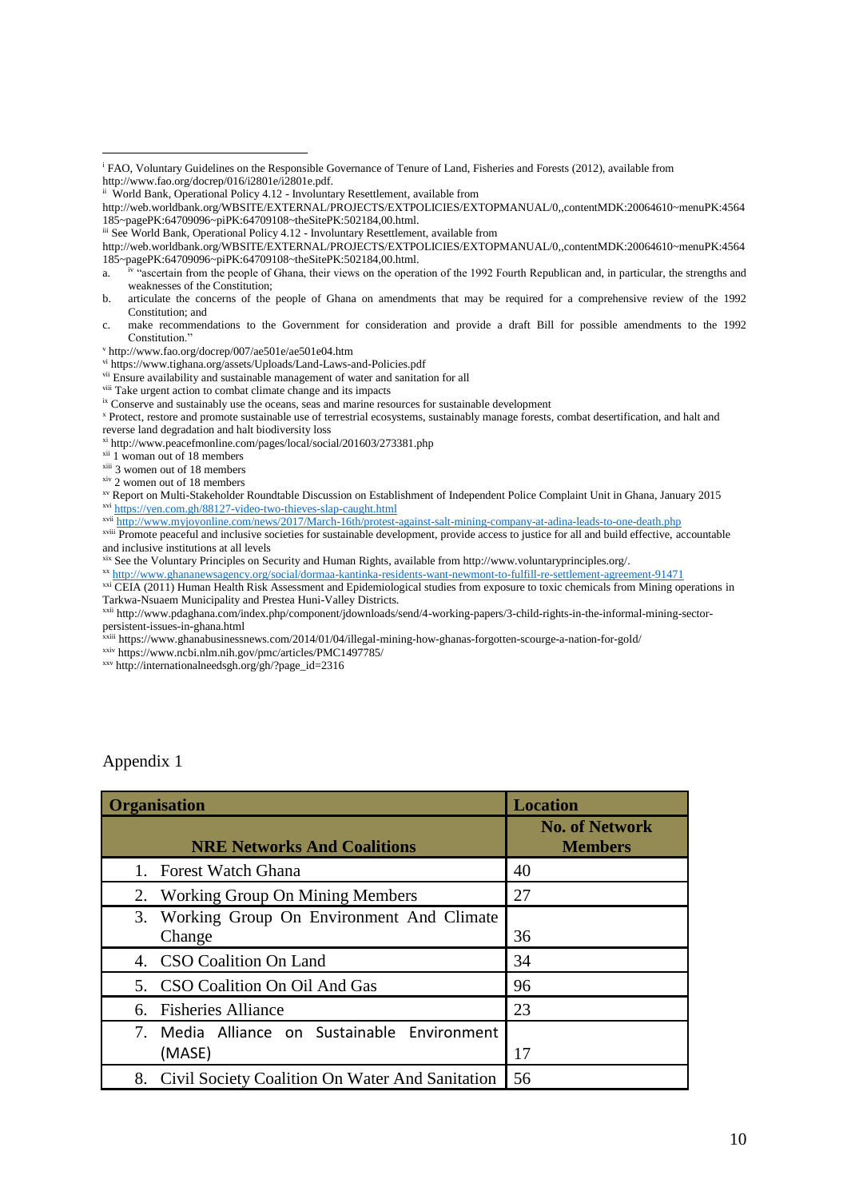[i] FAO, Voluntary Guidelines on the Responsible Governance of Tenure of Land, Fisheries and Forests (2012), available from http://www.fao.org/docrep/016/i2801e/i2801e.pdf.

[ii] World Bank, Operational Policy 4.12 - Involuntary Resettlement, available from http://web.worldbank.org/WBSITE/EXTERNAL/PROJECTS/EXTPOLICIES/EXTOPMANUAL/0,,contentMDK:20064610~menuPK:4564185~pagePK:64709096~piPK:64709108~theSitePK:502184,00.html.

[iii] See World Bank, Operational Policy 4.12 - Involuntary Resettlement, available from http://web.worldbank.org/WBSITE/EXTERNAL/PROJECTS/EXTPOLICIES/EXTOPMANUAL/0,,contentMDK:20064610~menuPK:4564185~pagePK:64709096~piPK:64709108~theSitePK:502184,00.html.

a. [iv] "ascertain from the people of Ghana, their views on the operation of the 1992 Fourth Republican and, in particular, the strengths and weaknesses of the Constitution;
b. articulate the concerns of the people of Ghana on amendments that may be required for a comprehensive review of the 1992 Constitution; and
c. make recommendations to the Government for consideration and provide a draft Bill for possible amendments to the 1992 Constitution."

[v] http://www.fao.org/docrep/007/ae501e/ae501e04.htm

[vi] https://www.tighana.org/assets/Uploads/Land-Laws-and-Policies.pdf

[vii] Ensure availability and sustainable management of water and sanitation for all

[viii] Take urgent action to combat climate change and its impacts

[ix] Conserve and sustainably use the oceans, seas and marine resources for sustainable development

[x] Protect, restore and promote sustainable use of terrestrial ecosystems, sustainably manage forests, combat desertification, and halt and reverse land degradation and halt biodiversity loss

[xi] http://www.peacefmonline.com/pages/local/social/201603/273381.php

[xii] 1 woman out of 18 members

[xiii] 3 women out of 18 members

[xiv] 2 women out of 18 members

[xv] Report on Multi-Stakeholder Roundtable Discussion on Establishment of Independent Police Complaint Unit in Ghana, January 2015

[xvi] https://yen.com.gh/88127-video-two-thieves-slap-caught.html

[xvii] http://www.myjoyonline.com/news/2017/March-16th/protest-against-salt-mining-company-at-adina-leads-to-one-death.php

[xviii] Promote peaceful and inclusive societies for sustainable development, provide access to justice for all and build effective, accountable and inclusive institutions at all levels

[xix] See the Voluntary Principles on Security and Human Rights, available from http://www.voluntaryprinciples.org/.

[xx] http://www.ghananewsagency.org/social/dormaa-kantinka-residents-want-newmont-to-fulfill-re-settlement-agreement-91471

[xxi] CEIA (2011) Human Health Risk Assessment and Epidemiological studies from exposure to toxic chemicals from Mining operations in Tarkwa-Nsuaem Municipality and Prestea Huni-Valley Districts.

[xxii] http://www.pdaghana.com/index.php/component/jdownloads/send/4-working-papers/3-child-rights-in-the-informal-mining-sector-persistent-issues-in-ghana.html

[xxiii] https://www.ghanabusinessnews.com/2014/01/04/illegal-mining-how-ghanas-forgotten-scourge-a-nation-for-gold/

[xxiv] https://www.ncbi.nlm.nih.gov/pmc/articles/PMC1497785/

[xxv] http://internationalneedsgh.org/gh/?page_id=2316

Appendix 1

| Organisation | Location |
|---|---|
| **NRE Networks And Coalitions** | **No. of Network Members** |
| 1. Forest Watch Ghana | 40 |
| 2. Working Group On Mining Members | 27 |
| 3. Working Group On Environment And Climate Change | 36 |
| 4. CSO Coalition On Land | 34 |
| 5. CSO Coalition On Oil And Gas | 96 |
| 6. Fisheries Alliance | 23 |
| 7. Media Alliance on Sustainable Environment (MASE) | 17 |
| 8. Civil Society Coalition On Water And Sanitation | 56 |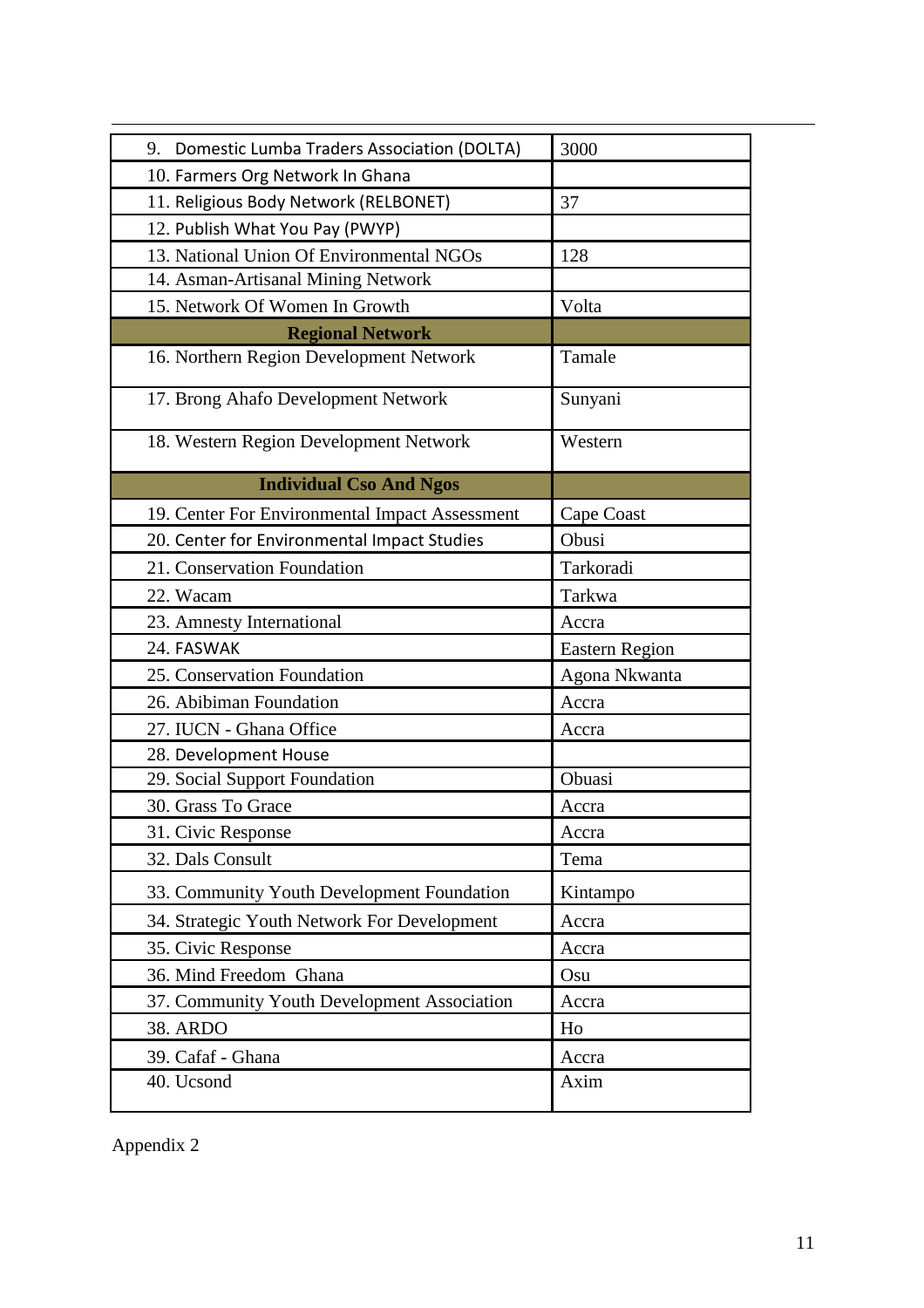| 9. Domestic Lumba Traders Association (DOLTA) | 3000 |
|---|---|
| 10. Farmers Org Network In Ghana | |
| 11. Religious Body Network (RELBONET) | 37 |
| 12. Publish What You Pay (PWYP) | |
| 13. National Union Of Environmental NGOs | 128 |
| 14. Asman-Artisanal Mining Network | |
| 15. Network Of Women In Growth | Volta |
| **Regional Network** | |
| 16. Northern Region Development Network | Tamale |
| 17. Brong Ahafo Development Network | Sunyani |
| 18. Western Region Development Network | Western |
| **Individual Cso And Ngos** | |
| 19. Center For Environmental Impact Assessment | Cape Coast |
| 20. Center for Environmental Impact Studies | Obusi |
| 21. Conservation Foundation | Tarkoradi |
| 22. Wacam | Tarkwa |
| 23. Amnesty International | Accra |
| 24. FASWAK | Eastern Region |
| 25. Conservation Foundation | Agona Nkwanta |
| 26. Abibiman Foundation | Accra |
| 27. IUCN - Ghana Office | Accra |
| 28. Development House | |
| 29. Social Support Foundation | Obuasi |
| 30. Grass To Grace | Accra |
| 31. Civic Response | Accra |
| 32. Dals Consult | Tema |
| 33. Community Youth Development Foundation | Kintampo |
| 34. Strategic Youth Network For Development | Accra |
| 35. Civic Response | Accra |
| 36. Mind Freedom Ghana | Osu |
| 37. Community Youth Development Association | Accra |
| 38. ARDO | Ho |
| 39. Cafaf - Ghana | Accra |
| 40. Ucsond | Axim |

Appendix 2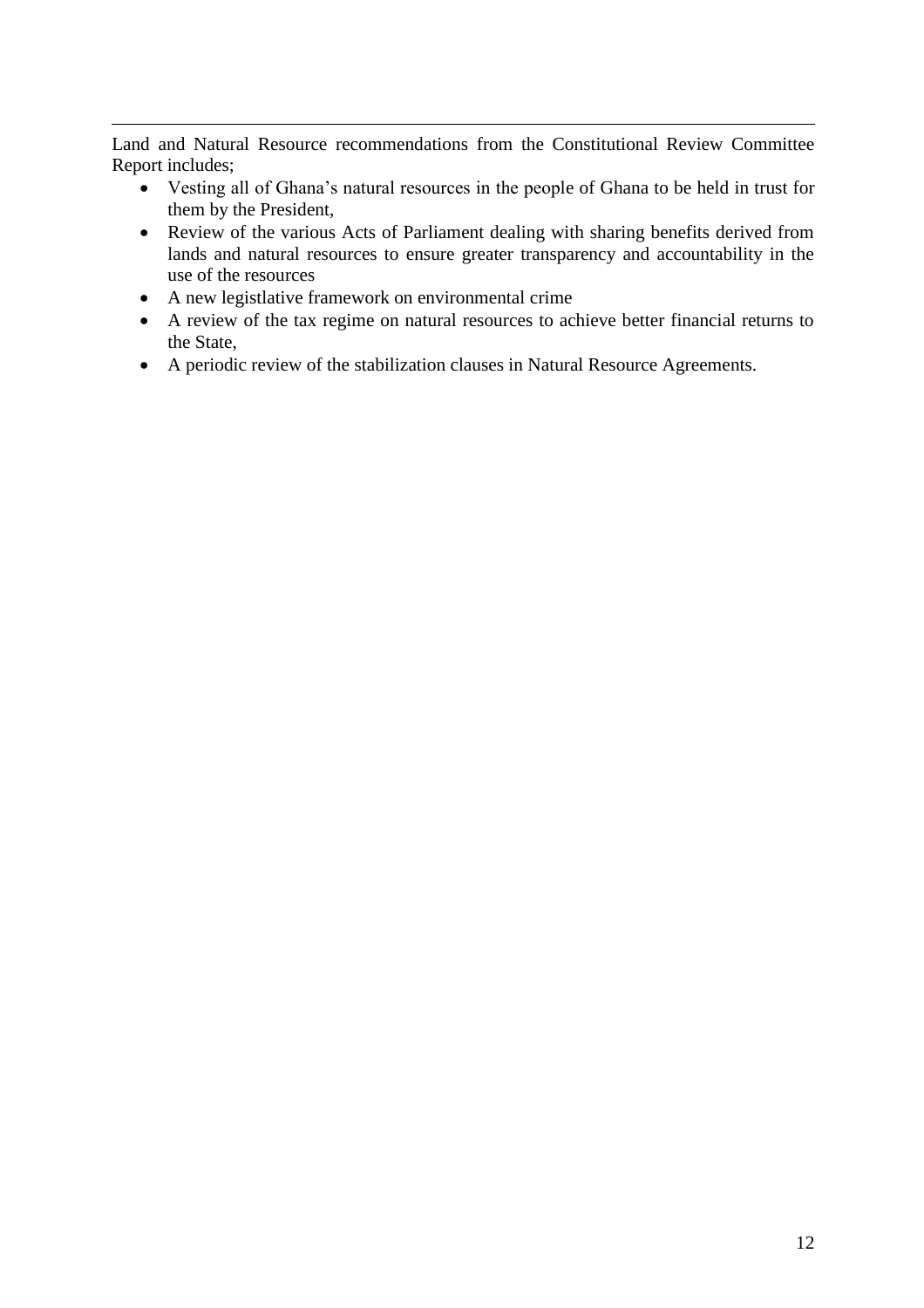Land and Natural Resource recommendations from the Constitutional Review Committee Report includes;

- Vesting all of Ghana's natural resources in the people of Ghana to be held in trust for them by the President,
- Review of the various Acts of Parliament dealing with sharing benefits derived from lands and natural resources to ensure greater transparency and accountability in the use of the resources
- A new legistlative framework on environmental crime
- A review of the tax regime on natural resources to achieve better financial returns to the State,
- A periodic review of the stabilization clauses in Natural Resource Agreements.